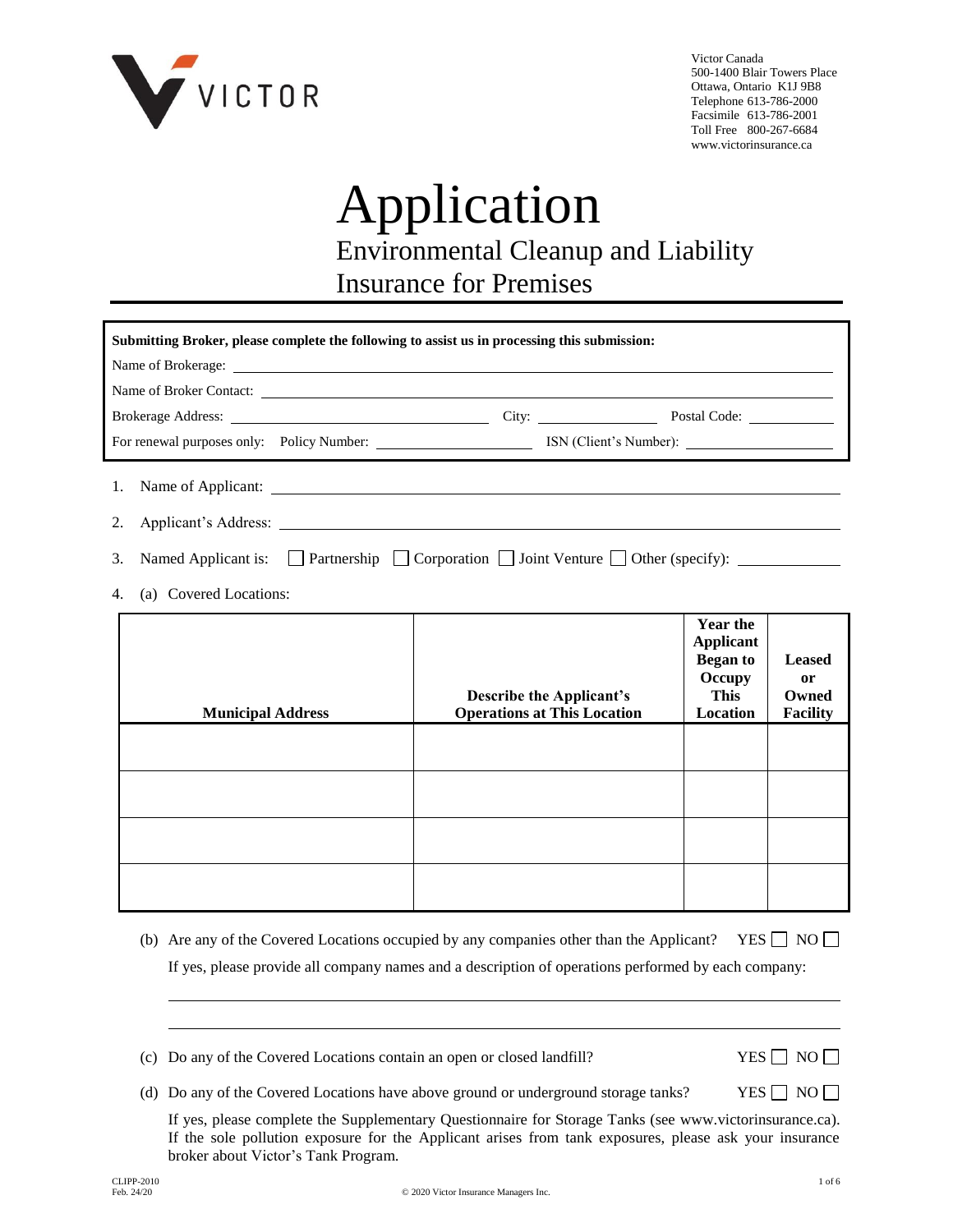Victor Canada
500-1400 Blair Towers Place
Ottawa, Ontario K1J 9B8
Telephone 613-786-2000
Facsimile 613-786-2001
Toll Free 800-267-6684
www.victorinsurance.ca

# Application

## Environmental Cleanup and Liability Insurance for Premises

**Submitting Broker, please complete the following to assist us in processing this submission:**

Name of Brokerage: ______________________________

Name of Broker Contact: ______________________________

Brokerage Address: ______________________ City: ______________ Postal Code: __________

For renewal purposes only: Policy Number: ________________ ISN (Client's Number): ________________

1. Name of Applicant: ______________________________

2. Applicant's Address: ______________________________

3. Named Applicant is: ☐ Partnership ☐ Corporation ☐ Joint Venture ☐ Other (specify): __________

4. (a) Covered Locations:

| Municipal Address | Describe the Applicant's Operations at This Location | Year the Applicant Began to Occupy This Location | Leased or Owned Facility |
|---|---|---|---|
| | | | |
| | | | |
| | | | |
| | | | |

(b) Are any of the Covered Locations occupied by any companies other than the Applicant? YES ☐ NO ☐

If yes, please provide all company names and a description of operations performed by each company:

______________________________

______________________________

(c) Do any of the Covered Locations contain an open or closed landfill? YES ☐ NO ☐

(d) Do any of the Covered Locations have above ground or underground storage tanks? YES ☐ NO ☐

If yes, please complete the Supplementary Questionnaire for Storage Tanks (see www.victorinsurance.ca). If the sole pollution exposure for the Applicant arises from tank exposures, please ask your insurance broker about Victor's Tank Program.

CLIPP-2010
Feb. 24/20

© 2020 Victor Insurance Managers Inc.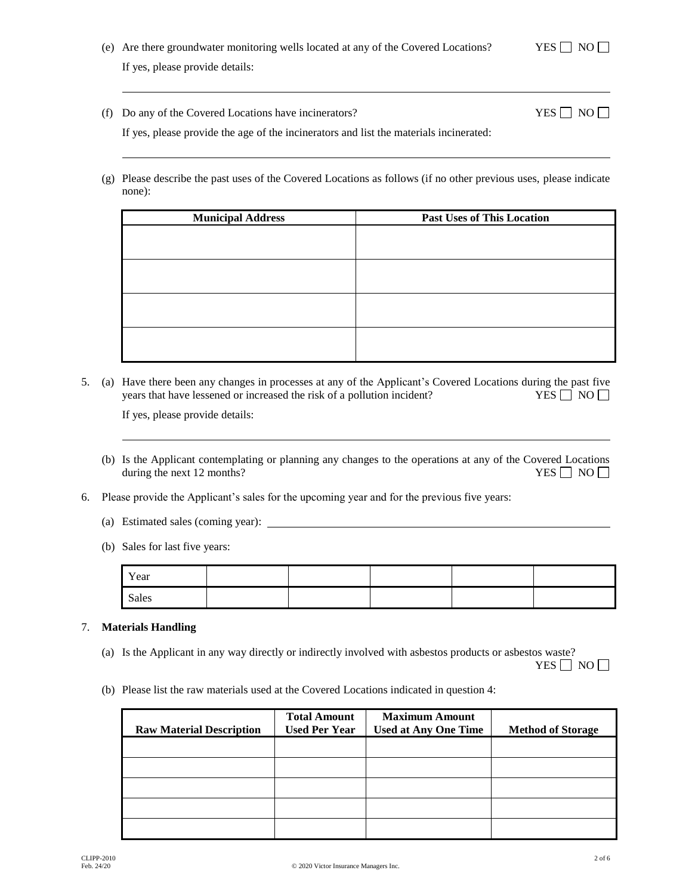(e) Are there groundwater monitoring wells located at any of the Covered Locations? YES ☐ NO ☐

If yes, please provide details:

______________________________________________________________________________

(f) Do any of the Covered Locations have incinerators? YES ☐ NO ☐

If yes, please provide the age of the incinerators and list the materials incinerated:

______________________________________________________________________________

(g) Please describe the past uses of the Covered Locations as follows (if no other previous uses, please indicate none):

| Municipal Address | Past Uses of This Location |
|---|---|
| | |
| | |
| | |
| | |

5. (a) Have there been any changes in processes at any of the Applicant's Covered Locations during the past five years that have lessened or increased the risk of a pollution incident? YES ☐ NO ☐

If yes, please provide details:

______________________________________________________________________________

(b) Is the Applicant contemplating or planning any changes to the operations at any of the Covered Locations during the next 12 months? YES ☐ NO ☐

6. Please provide the Applicant's sales for the upcoming year and for the previous five years:

(a) Estimated sales (coming year): ______________________________________________

(b) Sales for last five years:

| Year | | | | | |
|---|---|---|---|---|---|
| Sales | | | | | |

7. **Materials Handling**

(a) Is the Applicant in any way directly or indirectly involved with asbestos products or asbestos waste? YES ☐ NO ☐

(b) Please list the raw materials used at the Covered Locations indicated in question 4:

| Raw Material Description | Total Amount Used Per Year | Maximum Amount Used at Any One Time | Method of Storage |
|---|---|---|---|
| | | | |
| | | | |
| | | | |
| | | | |
| | | | |

CLIPP-2010
Feb. 24/20

© 2020 Victor Insurance Managers Inc.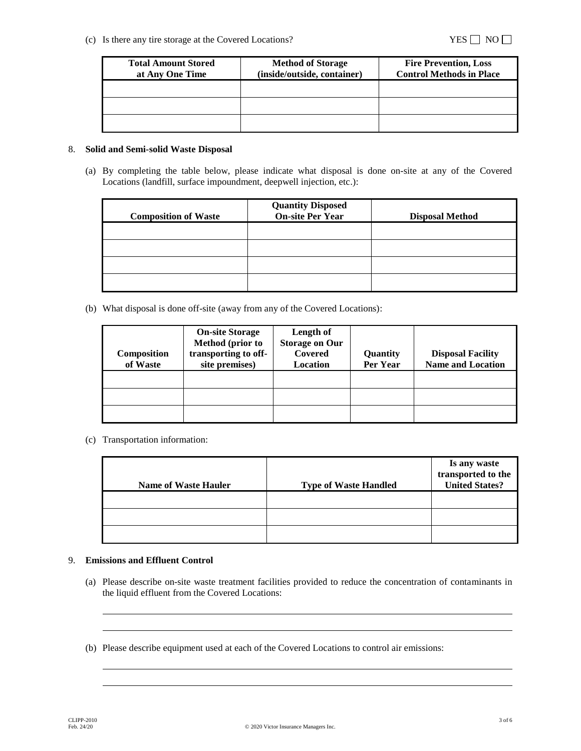(c) Is there any tire storage at the Covered Locations? YES ☐ NO ☐

| Total Amount Stored at Any One Time | Method of Storage (inside/outside, container) | Fire Prevention, Loss Control Methods in Place |
|---|---|---|
| | | |
| | | |
| | | |

8. **Solid and Semi-solid Waste Disposal**

(a) By completing the table below, please indicate what disposal is done on-site at any of the Covered Locations (landfill, surface impoundment, deepwell injection, etc.):

| Composition of Waste | Quantity Disposed On-site Per Year | Disposal Method |
|---|---|---|
| | | |
| | | |
| | | |
| | | |

(b) What disposal is done off-site (away from any of the Covered Locations):

| Composition of Waste | On-site Storage Method (prior to transporting to off-site premises) | Length of Storage on Our Covered Location | Quantity Per Year | Disposal Facility Name and Location |
|---|---|---|---|---|
| | | | | |
| | | | | |
| | | | | |

(c) Transportation information:

| Name of Waste Hauler | Type of Waste Handled | Is any waste transported to the United States? |
|---|---|---|
| | | |
| | | |
| | | |

9. **Emissions and Effluent Control**

(a) Please describe on-site waste treatment facilities provided to reduce the concentration of contaminants in the liquid effluent from the Covered Locations:

_______________________________________________

_______________________________________________

(b) Please describe equipment used at each of the Covered Locations to control air emissions:

_______________________________________________

_______________________________________________

CLIPP-2010
Feb. 24/20

© 2020 Victor Insurance Managers Inc.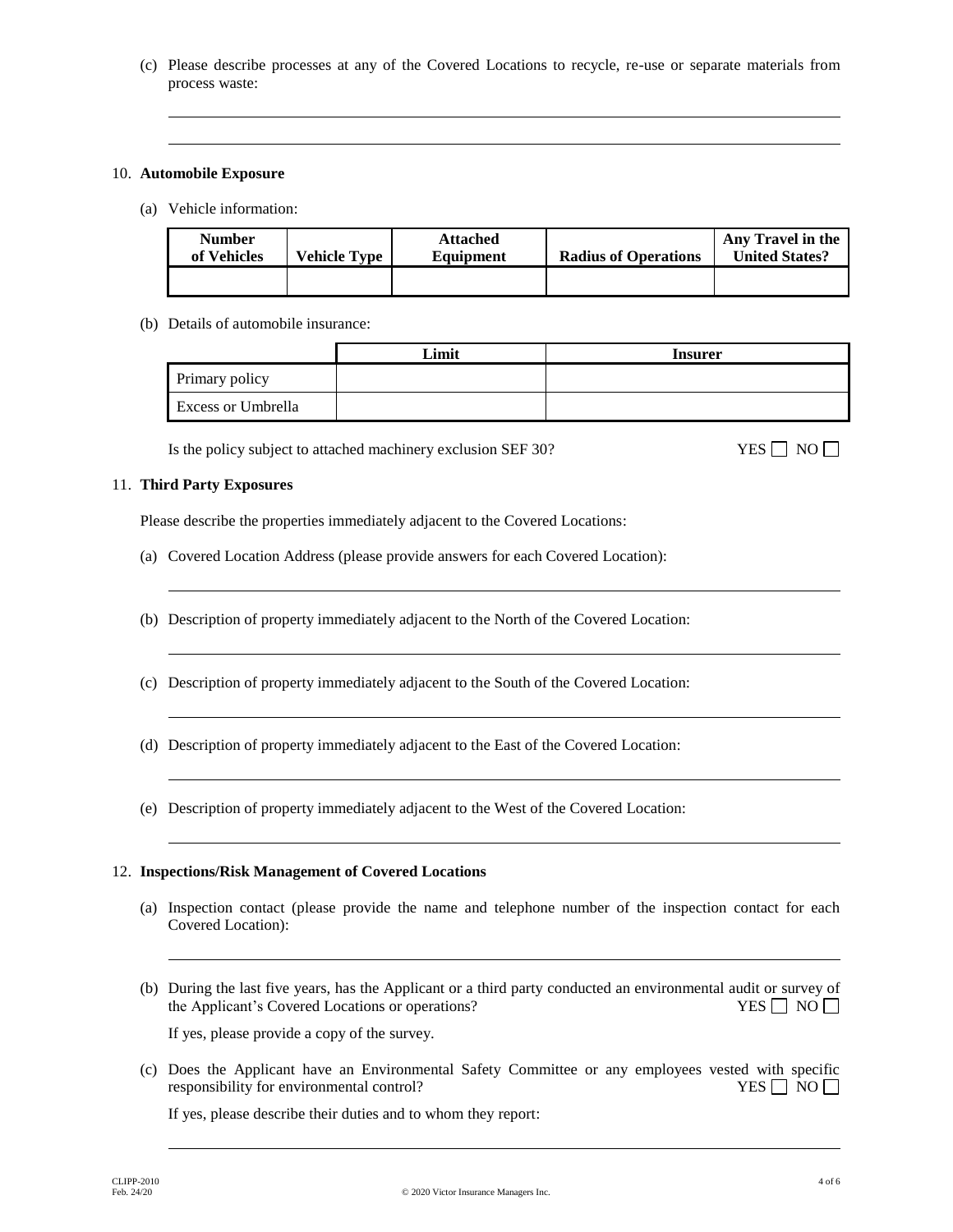(c) Please describe processes at any of the Covered Locations to recycle, re-use or separate materials from process waste:

______________________________________________________________________________

______________________________________________________________________________

10. **Automobile Exposure**

(a) Vehicle information:

| Number of Vehicles | Vehicle Type | Attached Equipment | Radius of Operations | Any Travel in the United States? |
|---|---|---|---|---|
| | | | | |

(b) Details of automobile insurance:

| | Limit | Insurer |
|---|---|---|
| Primary policy | | |
| Excess or Umbrella | | |

Is the policy subject to attached machinery exclusion SEF 30? YES ☐ NO ☐

11. **Third Party Exposures**

Please describe the properties immediately adjacent to the Covered Locations:

(a) Covered Location Address (please provide answers for each Covered Location):

______________________________________________________________________________

(b) Description of property immediately adjacent to the North of the Covered Location:

______________________________________________________________________________

(c) Description of property immediately adjacent to the South of the Covered Location:

______________________________________________________________________________

(d) Description of property immediately adjacent to the East of the Covered Location:

______________________________________________________________________________

(e) Description of property immediately adjacent to the West of the Covered Location:

______________________________________________________________________________

12. **Inspections/Risk Management of Covered Locations**

(a) Inspection contact (please provide the name and telephone number of the inspection contact for each Covered Location):

______________________________________________________________________________

(b) During the last five years, has the Applicant or a third party conducted an environmental audit or survey of the Applicant's Covered Locations or operations? YES ☐ NO ☐

If yes, please provide a copy of the survey.

(c) Does the Applicant have an Environmental Safety Committee or any employees vested with specific responsibility for environmental control? YES ☐ NO ☐

If yes, please describe their duties and to whom they report:

______________________________________________________________________________

CLIPP-2010
Feb. 24/20

© 2020 Victor Insurance Managers Inc.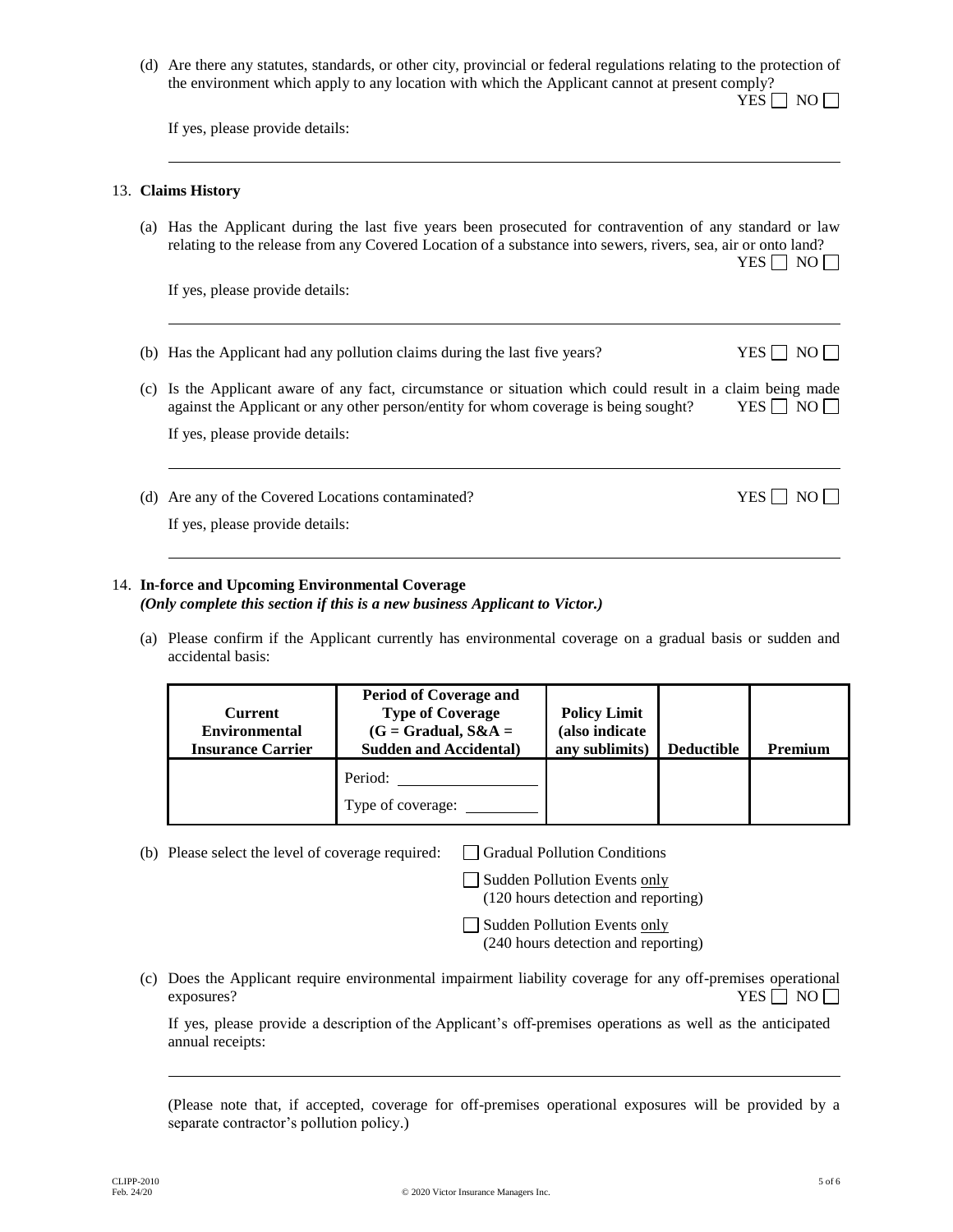(d) Are there any statutes, standards, or other city, provincial or federal regulations relating to the protection of the environment which apply to any location with which the Applicant cannot at present comply? YES ☐ NO ☐

If yes, please provide details:

---

13. **Claims History**

(a) Has the Applicant during the last five years been prosecuted for contravention of any standard or law relating to the release from any Covered Location of a substance into sewers, rivers, sea, air or onto land? YES ☐ NO ☐

If yes, please provide details:

---

(b) Has the Applicant had any pollution claims during the last five years? YES ☐ NO ☐

(c) Is the Applicant aware of any fact, circumstance or situation which could result in a claim being made against the Applicant or any other person/entity for whom coverage is being sought? YES ☐ NO ☐

If yes, please provide details:

---

(d) Are any of the Covered Locations contaminated? YES ☐ NO ☐

If yes, please provide details:

---

14. **In-force and Upcoming Environmental Coverage**
*(Only complete this section if this is a new business Applicant to Victor.)*

(a) Please confirm if the Applicant currently has environmental coverage on a gradual basis or sudden and accidental basis:

| Current Environmental Insurance Carrier | Period of Coverage and Type of Coverage (G = Gradual, S&A = Sudden and Accidental) | Policy Limit (also indicate any sublimits) | Deductible | Premium |
|---|---|---|---|---|
| | Period: \_\_\_\_\_\_\_\_\_\_<br>Type of coverage: \_\_\_\_\_\_ | | | |

(b) Please select the level of coverage required:
- ☐ Gradual Pollution Conditions
- ☐ Sudden Pollution Events only (120 hours detection and reporting)
- ☐ Sudden Pollution Events only (240 hours detection and reporting)

(c) Does the Applicant require environmental impairment liability coverage for any off-premises operational exposures? YES ☐ NO ☐

If yes, please provide a description of the Applicant's off-premises operations as well as the anticipated annual receipts:

---

(Please note that, if accepted, coverage for off-premises operational exposures will be provided by a separate contractor's pollution policy.)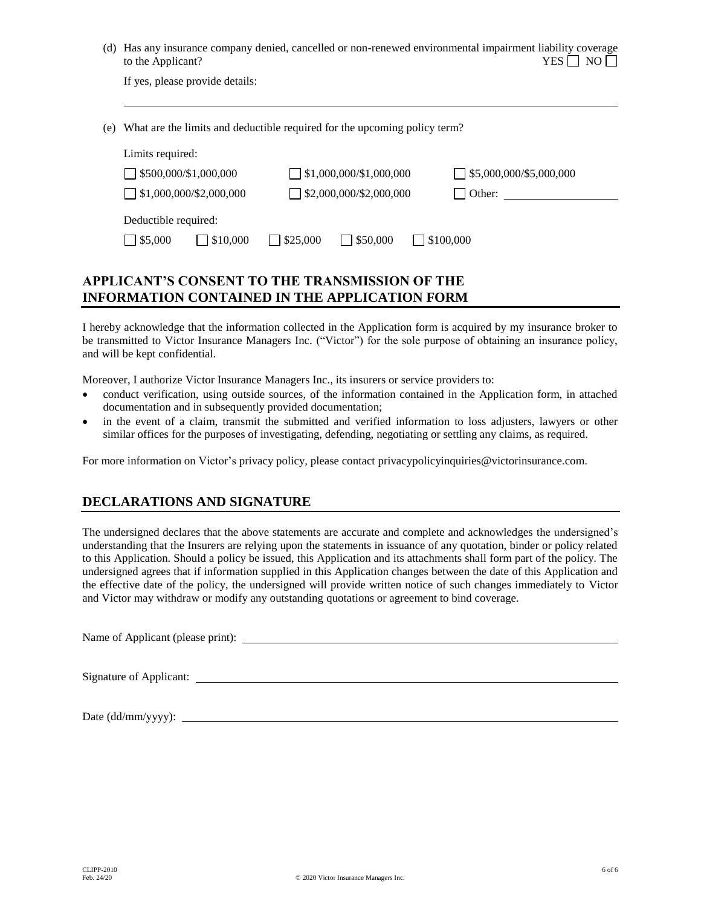(d) Has any insurance company denied, cancelled or non-renewed environmental impairment liability coverage to the Applicant? YES ☐ NO ☐

If yes, please provide details:

______________________________________________________________________

(e) What are the limits and deductible required for the upcoming policy term?

Limits required:

☐ $500,000/$1,000,000 ☐ $1,000,000/$1,000,000 ☐ $5,000,000/$5,000,000

☐ $1,000,000/$2,000,000 ☐ $2,000,000/$2,000,000 ☐ Other: ____________________

Deductible required:

☐ $5,000 ☐ $10,000 ☐ $25,000 ☐ $50,000 ☐ $100,000

## APPLICANT'S CONSENT TO THE TRANSMISSION OF THE INFORMATION CONTAINED IN THE APPLICATION FORM

I hereby acknowledge that the information collected in the Application form is acquired by my insurance broker to be transmitted to Victor Insurance Managers Inc. ("Victor") for the sole purpose of obtaining an insurance policy, and will be kept confidential.

Moreover, I authorize Victor Insurance Managers Inc., its insurers or service providers to:

- conduct verification, using outside sources, of the information contained in the Application form, in attached documentation and in subsequently provided documentation;
- in the event of a claim, transmit the submitted and verified information to loss adjusters, lawyers or other similar offices for the purposes of investigating, defending, negotiating or settling any claims, as required.

For more information on Victor's privacy policy, please contact privacypolicyinquiries@victorinsurance.com.

## DECLARATIONS AND SIGNATURE

The undersigned declares that the above statements are accurate and complete and acknowledges the undersigned's understanding that the Insurers are relying upon the statements in issuance of any quotation, binder or policy related to this Application. Should a policy be issued, this Application and its attachments shall form part of the policy. The undersigned agrees that if information supplied in this Application changes between the date of this Application and the effective date of the policy, the undersigned will provide written notice of such changes immediately to Victor and Victor may withdraw or modify any outstanding quotations or agreement to bind coverage.

Name of Applicant (please print): ______________________________________________

Signature of Applicant: ______________________________________________

Date (dd/mm/yyyy): ______________________________________________